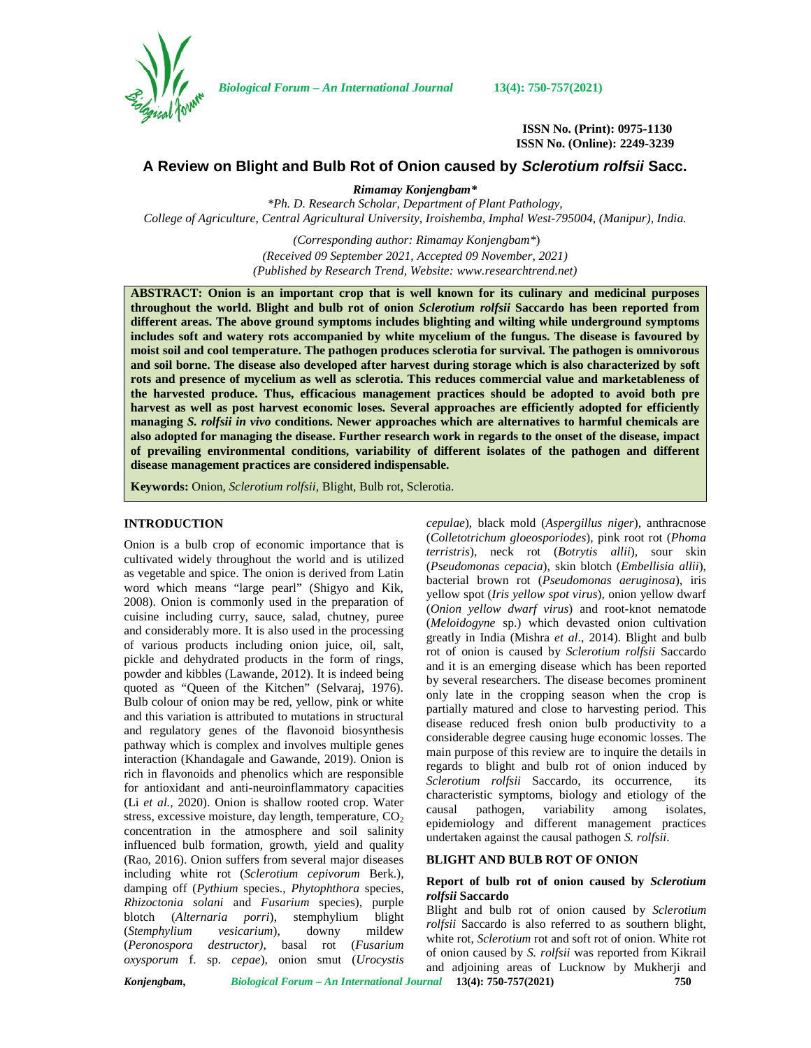**ISSN No. (Print): 0975-1130**
**ISSN No. (Online): 2249-3239**

# A Review on Blight and Bulb Rot of Onion caused by *Sclerotium rolfsii* Sacc.

***Rimamay Konjengbam****

*\*Ph. D. Research Scholar, Department of Plant Pathology, College of Agriculture, Central Agricultural University, Iroishemba, Imphal West-795004, (Manipur), India.*

*(Corresponding author: Rimamay Konjengbam\*)*
*(Received 09 September 2021, Accepted 09 November, 2021)*
*(Published by Research Trend, Website: www.researchtrend.net)*

**ABSTRACT: Onion is an important crop that is well known for its culinary and medicinal purposes throughout the world. Blight and bulb rot of onion *Sclerotium rolfsii* Saccardo has been reported from different areas. The above ground symptoms includes blighting and wilting while underground symptoms includes soft and watery rots accompanied by white mycelium of the fungus. The disease is favoured by moist soil and cool temperature. The pathogen produces sclerotia for survival. The pathogen is omnivorous and soil borne. The disease also developed after harvest during storage which is also characterized by soft rots and presence of mycelium as well as sclerotia. This reduces commercial value and marketableness of the harvested produce. Thus, efficacious management practices should be adopted to avoid both pre harvest as well as post harvest economic loses. Several approaches are efficiently adopted for efficiently managing *S. rolfsii in vivo* conditions. Newer approaches which are alternatives to harmful chemicals are also adopted for managing the disease. Further research work in regards to the onset of the disease, impact of prevailing environmental conditions, variability of different isolates of the pathogen and different disease management practices are considered indispensable.**

**Keywords:** Onion, *Sclerotium rolfsii*, Blight, Bulb rot, Sclerotia.

## INTRODUCTION

Onion is a bulb crop of economic importance that is cultivated widely throughout the world and is utilized as vegetable and spice. The onion is derived from Latin word which means "large pearl" (Shigyo and Kik, 2008). Onion is commonly used in the preparation of cuisine including curry, sauce, salad, chutney, puree and considerably more. It is also used in the processing of various products including onion juice, oil, salt, pickle and dehydrated products in the form of rings, powder and kibbles (Lawande, 2012). It is indeed being quoted as "Queen of the Kitchen" (Selvaraj, 1976). Bulb colour of onion may be red, yellow, pink or white and this variation is attributed to mutations in structural and regulatory genes of the flavonoid biosynthesis pathway which is complex and involves multiple genes interaction (Khandagale and Gawande, 2019). Onion is rich in flavonoids and phenolics which are responsible for antioxidant and anti-neuroinflammatory capacities (Li *et al.*, 2020). Onion is shallow rooted crop. Water stress, excessive moisture, day length, temperature, $CO_2$ concentration in the atmosphere and soil salinity influenced bulb formation, growth, yield and quality (Rao, 2016). Onion suffers from several major diseases including white rot (*Sclerotium cepivorum* Berk.), damping off (*Pythium* species., *Phytophthora* species, *Rhizoctonia solani* and *Fusarium* species), purple blotch (*Alternaria porri*), stemphylium blight (*Stemphylium vesicarium*), downy mildew (*Peronospora destructor),* basal rot (*Fusarium oxysporum* f. sp. *cepae*), onion smut (*Urocystis cepulae*), black mold (*Aspergillus niger*), anthracnose (*Colletotrichum gloeosporiodes*), pink root rot (*Phoma terristris*), neck rot (*Botrytis allii*), sour skin (*Pseudomonas cepacia*), skin blotch (*Embellisia allii*), bacterial brown rot (*Pseudomonas aeruginosa*), iris yellow spot (*Iris yellow spot virus*), onion yellow dwarf (*Onion yellow dwarf virus*) and root-knot nematode (*Meloidogyne* sp.) which devasted onion cultivation greatly in India (Mishra *et al*., 2014). Blight and bulb rot of onion is caused by *Sclerotium rolfsii* Saccardo and it is an emerging disease which has been reported by several researchers. The disease becomes prominent only late in the cropping season when the crop is partially matured and close to harvesting period. This disease reduced fresh onion bulb productivity to a considerable degree causing huge economic losses. The main purpose of this review are to inquire the details in regards to blight and bulb rot of onion induced by *Sclerotium rolfsii* Saccardo, its occurrence, its characteristic symptoms, biology and etiology of the causal pathogen, variability among isolates, epidemiology and different management practices undertaken against the causal pathogen *S. rolfsii*.

## BLIGHT AND BULB ROT OF ONION

### Report of bulb rot of onion caused by *Sclerotium rolfsii* Saccardo

Blight and bulb rot of onion caused by *Sclerotium rolfsii* Saccardo is also referred to as southern blight, white rot, *Sclerotium* rot and soft rot of onion. White rot of onion caused by *S. rolfsii* was reported from Kikrail and adjoining areas of Lucknow by Mukherji and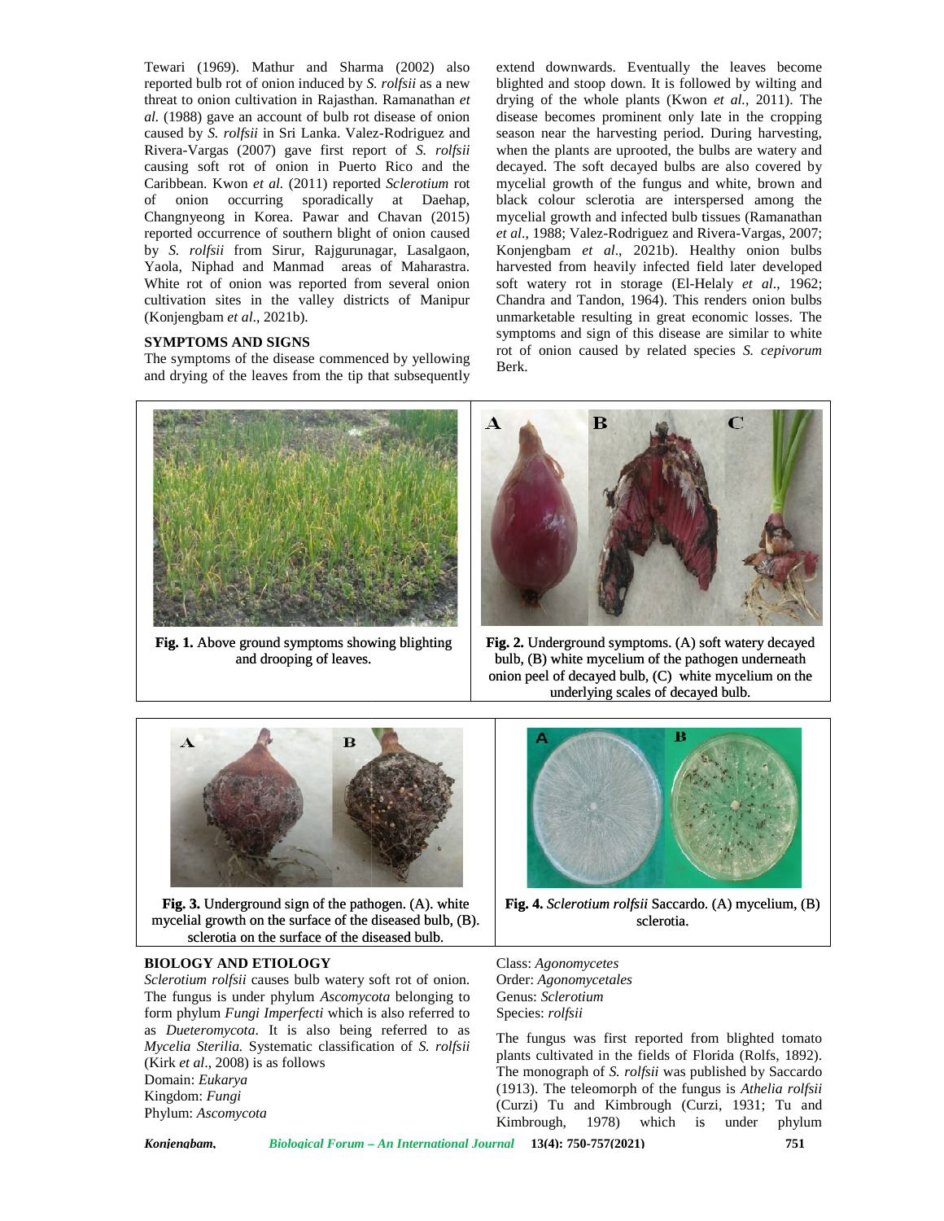Tewari (1969). Mathur and Sharma (2002) also reported bulb rot of onion induced by *S. rolfsii* as a new threat to onion cultivation in Rajasthan. Ramanathan *et al.* (1988) gave an account of bulb rot disease of onion caused by *S. rolfsii* in Sri Lanka. Valez-Rodriguez and Rivera-Vargas (2007) gave first report of *S. rolfsii* causing soft rot of onion in Puerto Rico and the Caribbean. Kwon *et al.* (2011) reported *Sclerotium* rot of onion occurring sporadically at Daehap, Changnyeong in Korea. Pawar and Chavan (2015) reported occurrence of southern blight of onion caused by *S. rolfsii* from Sirur, Rajgurunagar, Lasalgaon, Yaola, Niphad and Manmad areas of Maharastra. White rot of onion was reported from several onion cultivation sites in the valley districts of Manipur (Konjengbam *et al*., 2021b).

## SYMPTOMS AND SIGNS

The symptoms of the disease commenced by yellowing and drying of the leaves from the tip that subsequently extend downwards. Eventually the leaves become blighted and stoop down. It is followed by wilting and drying of the whole plants (Kwon *et al.*, 2011). The disease becomes prominent only late in the cropping season near the harvesting period. During harvesting, when the plants are uprooted, the bulbs are watery and decayed. The soft decayed bulbs are also covered by mycelial growth of the fungus and white, brown and black colour sclerotia are interspersed among the mycelial growth and infected bulb tissues (Ramanathan *et al*., 1988; Valez-Rodriguez and Rivera-Vargas, 2007; Konjengbam *et al*., 2021b). Healthy onion bulbs harvested from heavily infected field later developed soft watery rot in storage (El-Helaly *et al*., 1962; Chandra and Tandon, 1964). This renders onion bulbs unmarketable resulting in great economic losses. The symptoms and sign of this disease are similar to white rot of onion caused by related species *S. cepivorum* Berk.

**Fig. 1.** Above ground symptoms showing blighting and drooping of leaves.

**Fig. 2.** Underground symptoms. (A) soft watery decayed bulb, (B) white mycelium of the pathogen underneath onion peel of decayed bulb, (C) white mycelium on the underlying scales of decayed bulb.

**Fig. 3.** Underground sign of the pathogen. (A). white mycelial growth on the surface of the diseased bulb, (B). sclerotia on the surface of the diseased bulb.

**Fig. 4.** *Sclerotium rolfsii* Saccardo. (A) mycelium, (B) sclerotia.

## BIOLOGY AND ETIOLOGY

*Sclerotium rolfsii* causes bulb watery soft rot of onion. The fungus is under phylum *Ascomycota* belonging to form phylum *Fungi Imperfecti* which is also referred to as *Dueteromycota*. It is also being referred to as *Mycelia Sterilia.* Systematic classification of *S. rolfsii* (Kirk *et al*., 2008) is as follows

Domain: *Eukarya*
Kingdom: *Fungi*
Phylum: *Ascomycota*
Class: *Agonomycetes*
Order: *Agonomycetales*
Genus: *Sclerotium*
Species: *rolfsii*

The fungus was first reported from blighted tomato plants cultivated in the fields of Florida (Rolfs, 1892). The monograph of *S. rolfsii* was published by Saccardo (1913). The teleomorph of the fungus is *Athelia rolfsii* (Curzi) Tu and Kimbrough (Curzi, 1931; Tu and Kimbrough, 1978) which is under phylum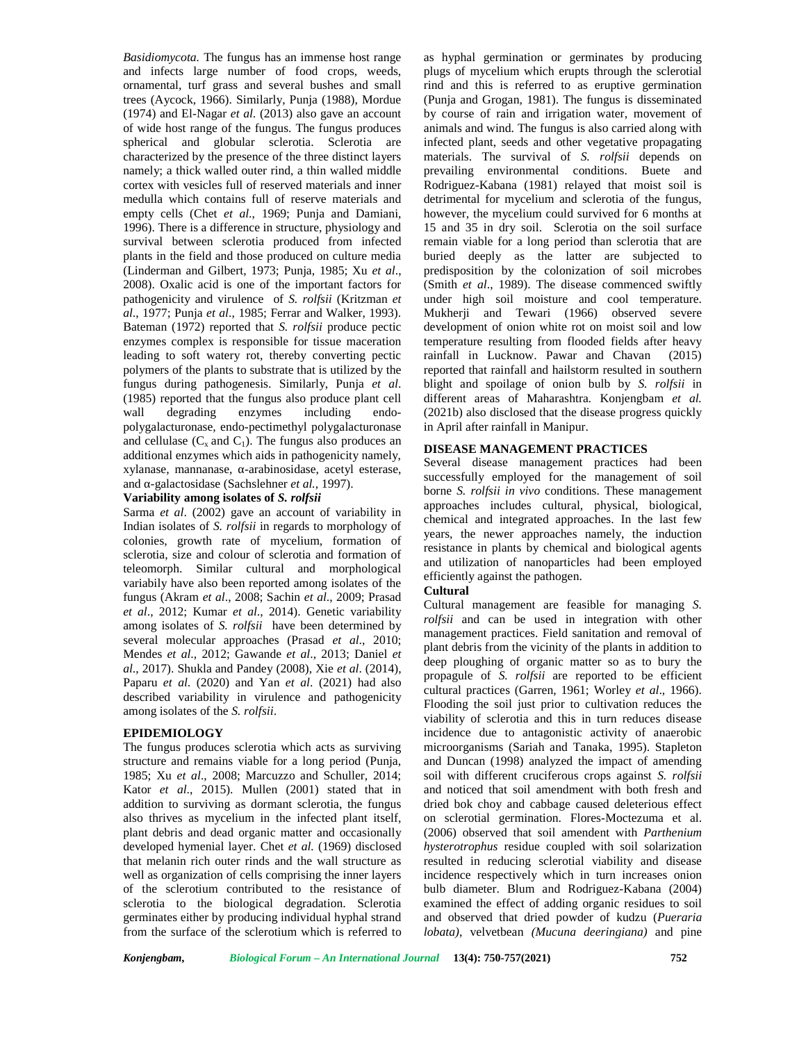*Basidiomycota.* The fungus has an immense host range and infects large number of food crops, weeds, ornamental, turf grass and several bushes and small trees (Aycock, 1966). Similarly, Punja (1988), Mordue (1974) and El-Nagar *et al.* (2013) also gave an account of wide host range of the fungus. The fungus produces spherical and globular sclerotia. Sclerotia are characterized by the presence of the three distinct layers namely; a thick walled outer rind, a thin walled middle cortex with vesicles full of reserved materials and inner medulla which contains full of reserve materials and empty cells (Chet *et al.*, 1969; Punja and Damiani, 1996). There is a difference in structure, physiology and survival between sclerotia produced from infected plants in the field and those produced on culture media (Linderman and Gilbert, 1973; Punja, 1985; Xu *et al*., 2008). Oxalic acid is one of the important factors for pathogenicity and virulence of *S. rolfsii* (Kritzman *et al*., 1977; Punja *et al*., 1985; Ferrar and Walker, 1993). Bateman (1972) reported that *S. rolfsii* produce pectic enzymes complex is responsible for tissue maceration leading to soft watery rot, thereby converting pectic polymers of the plants to substrate that is utilized by the fungus during pathogenesis. Similarly, Punja *et al*. (1985) reported that the fungus also produce plant cell wall degrading enzymes including endo-polygalacturonase, endo-pectimethyl polygalacturonase and cellulase ($C_x$ and $C_1$). The fungus also produces an additional enzymes which aids in pathogenicity namely, xylanase, mannanase, α-arabinosidase, acetyl esterase, and α-galactosidase (Sachslehner *et al.*, 1997).

**Variability among isolates of *S. rolfsii***

Sarma *et al*. (2002) gave an account of variability in Indian isolates of *S. rolfsii* in regards to morphology of colonies, growth rate of mycelium, formation of sclerotia, size and colour of sclerotia and formation of teleomorph. Similar cultural and morphological variabily have also been reported among isolates of the fungus (Akram *et al*., 2008; Sachin *et al*., 2009; Prasad *et al*., 2012; Kumar *et al*., 2014). Genetic variability among isolates of *S. rolfsii* have been determined by several molecular approaches (Prasad *et al*., 2010; Mendes *et al*., 2012; Gawande *et al*., 2013; Daniel *et al*., 2017). Shukla and Pandey (2008), Xie *et al*. (2014), Paparu *et al.* (2020) and Yan *et al*. (2021) had also described variability in virulence and pathogenicity among isolates of the *S. rolfsii*.

## EPIDEMIOLOGY

The fungus produces sclerotia which acts as surviving structure and remains viable for a long period (Punja, 1985; Xu *et al*., 2008; Marcuzzo and Schuller, 2014; Kator *et al*., 2015). Mullen (2001) stated that in addition to surviving as dormant sclerotia, the fungus also thrives as mycelium in the infected plant itself, plant debris and dead organic matter and occasionally developed hymenial layer. Chet *et al.* (1969) disclosed that melanin rich outer rinds and the wall structure as well as organization of cells comprising the inner layers of the sclerotium contributed to the resistance of sclerotia to the biological degradation. Sclerotia germinates either by producing individual hyphal strand from the surface of the sclerotium which is referred to as hyphal germination or germinates by producing plugs of mycelium which erupts through the sclerotial rind and this is referred to as eruptive germination (Punja and Grogan, 1981). The fungus is disseminated by course of rain and irrigation water, movement of animals and wind. The fungus is also carried along with infected plant, seeds and other vegetative propagating materials. The survival of *S. rolfsii* depends on prevailing environmental conditions. Buete and Rodriguez-Kabana (1981) relayed that moist soil is detrimental for mycelium and sclerotia of the fungus, however, the mycelium could survived for 6 months at 15 and 35 in dry soil. Sclerotia on the soil surface remain viable for a long period than sclerotia that are buried deeply as the latter are subjected to predisposition by the colonization of soil microbes (Smith *et al*., 1989). The disease commenced swiftly under high soil moisture and cool temperature. Mukherji and Tewari (1966) observed severe development of onion white rot on moist soil and low temperature resulting from flooded fields after heavy rainfall in Lucknow. Pawar and Chavan (2015) reported that rainfall and hailstorm resulted in southern blight and spoilage of onion bulb by *S. rolfsii* in different areas of Maharashtra. Konjengbam *et al.* (2021b) also disclosed that the disease progress quickly in April after rainfall in Manipur.

## DISEASE MANAGEMENT PRACTICES

Several disease management practices had been successfully employed for the management of soil borne *S. rolfsii in vivo* conditions. These management approaches includes cultural, physical, biological, chemical and integrated approaches. In the last few years, the newer approaches namely, the induction resistance in plants by chemical and biological agents and utilization of nanoparticles had been employed efficiently against the pathogen.

### Cultural

Cultural management are feasible for managing *S. rolfsii* and can be used in integration with other management practices. Field sanitation and removal of plant debris from the vicinity of the plants in addition to deep ploughing of organic matter so as to bury the propagule of *S. rolfsii* are reported to be efficient cultural practices (Garren, 1961; Worley *et al*., 1966). Flooding the soil just prior to cultivation reduces the viability of sclerotia and this in turn reduces disease incidence due to antagonistic activity of anaerobic microorganisms (Sariah and Tanaka, 1995). Stapleton and Duncan (1998) analyzed the impact of amending soil with different cruciferous crops against *S. rolfsii* and noticed that soil amendment with both fresh and dried bok choy and cabbage caused deleterious effect on sclerotial germination. Flores-Moctezuma et al. (2006) observed that soil amendent with *Parthenium hysterotrophus* residue coupled with soil solarization resulted in reducing sclerotial viability and disease incidence respectively which in turn increases onion bulb diameter. Blum and Rodriguez-Kabana (2004) examined the effect of adding organic residues to soil and observed that dried powder of kudzu (*Pueraria lobata)*, velvetbean *(Mucuna deeringiana)* and pine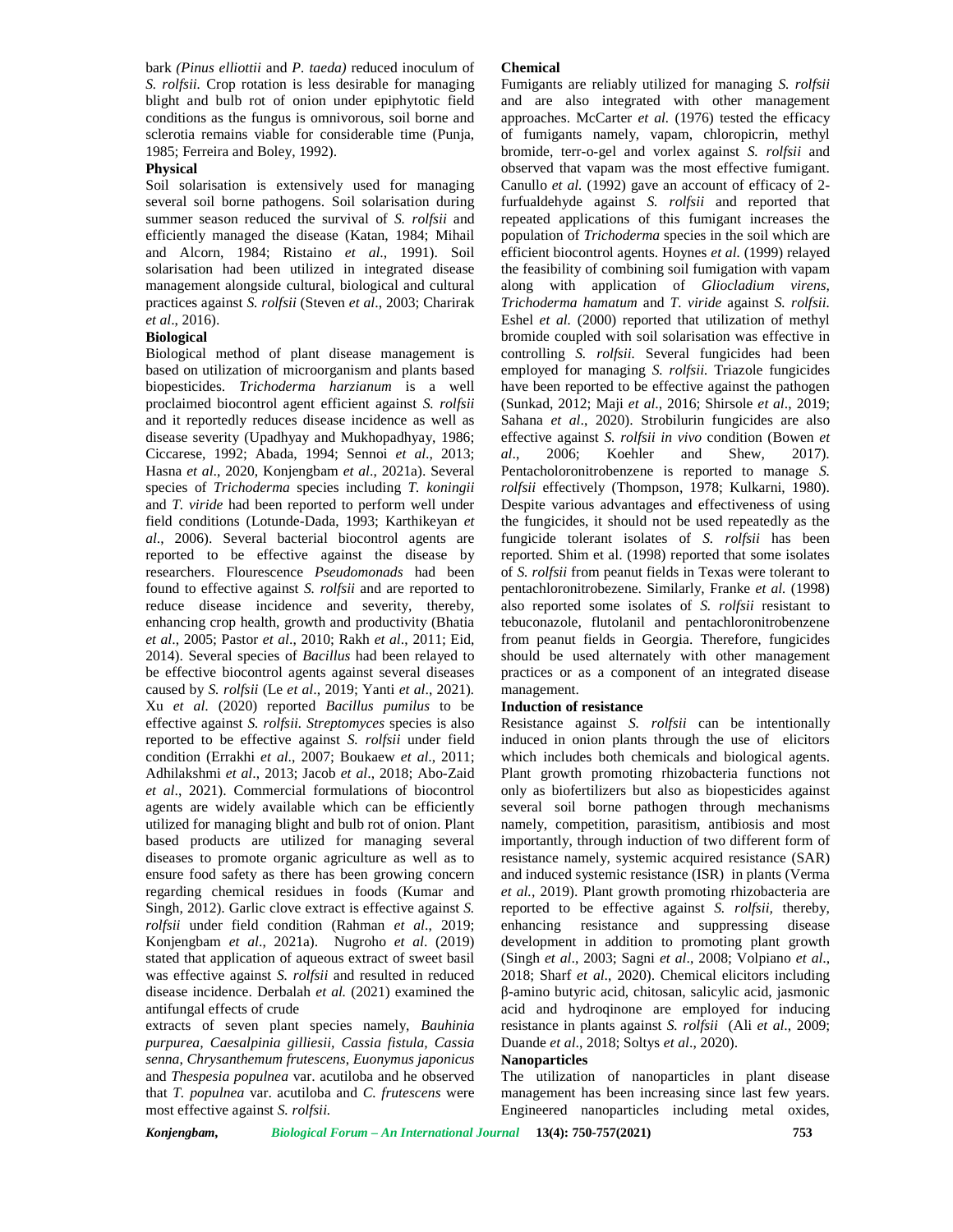bark *(Pinus elliottii* and *P. taeda)* reduced inoculum of *S. rolfsii.* Crop rotation is less desirable for managing blight and bulb rot of onion under epiphytotic field conditions as the fungus is omnivorous, soil borne and sclerotia remains viable for considerable time (Punja, 1985; Ferreira and Boley, 1992).

**Physical**

Soil solarisation is extensively used for managing several soil borne pathogens. Soil solarisation during summer season reduced the survival of *S. rolfsii* and efficiently managed the disease (Katan, 1984; Mihail and Alcorn, 1984; Ristaino *et al*., 1991). Soil solarisation had been utilized in integrated disease management alongside cultural, biological and cultural practices against *S. rolfsii* (Steven *et al*., 2003; Charirak *et al*., 2016).

**Biological**

Biological method of plant disease management is based on utilization of microorganism and plants based biopesticides. *Trichoderma harzianum* is a well proclaimed biocontrol agent efficient against *S. rolfsii* and it reportedly reduces disease incidence as well as disease severity (Upadhyay and Mukhopadhyay, 1986; Ciccarese, 1992; Abada, 1994; Sennoi *et al*., 2013; Hasna *et al*., 2020, Konjengbam *et al*., 2021a). Several species of *Trichoderma* species including *T. koningii* and *T. viride* had been reported to perform well under field conditions (Lotunde-Dada, 1993; Karthikeyan *et al*., 2006). Several bacterial biocontrol agents are reported to be effective against the disease by researchers. Flourescence *Pseudomonads* had been found to effective against *S. rolfsii* and are reported to reduce disease incidence and severity, thereby, enhancing crop health, growth and productivity (Bhatia *et al*., 2005; Pastor *et al*., 2010; Rakh *et al*., 2011; Eid, 2014). Several species of *Bacillus* had been relayed to be effective biocontrol agents against several diseases caused by *S. rolfsii* (Le *et al*., 2019; Yanti *et al*., 2021). Xu *et al*. (2020) reported *Bacillus pumilus* to be effective against *S. rolfsii. Streptomyces* species is also reported to be effective against *S. rolfsii* under field condition (Errakhi *et al*., 2007; Boukaew *et al*., 2011; Adhilakshmi *et al*., 2013; Jacob *et al*., 2018; Abo-Zaid *et al*., 2021). Commercial formulations of biocontrol agents are widely available which can be efficiently utilized for managing blight and bulb rot of onion. Plant based products are utilized for managing several diseases to promote organic agriculture as well as to ensure food safety as there has been growing concern regarding chemical residues in foods (Kumar and Singh, 2012). Garlic clove extract is effective against *S. rolfsii* under field condition (Rahman *et al*., 2019; Konjengbam *et al*., 2021a). Nugroho *et al*. (2019) stated that application of aqueous extract of sweet basil was effective against *S. rolfsii* and resulted in reduced disease incidence. Derbalah *et al.* (2021) examined the antifungal effects of crude extracts of seven plant species namely, *Bauhinia purpurea*, *Caesalpinia gilliesii*, *Cassia fistula*, *Cassia senna*, *Chrysanthemum frutescens*, *Euonymus japonicus* and *Thespesia populnea* var. acutiloba and he observed that *T. populnea* var. acutiloba and *C. frutescens* were most effective against *S. rolfsii.*

**Chemical**

Fumigants are reliably utilized for managing *S. rolfsii* and are also integrated with other management approaches. McCarter *et al.* (1976) tested the efficacy of fumigants namely, vapam, chloropicrin, methyl bromide, terr-o-gel and vorlex against *S. rolfsii* and observed that vapam was the most effective fumigant. Canullo *et al.* (1992) gave an account of efficacy of 2-furfualdehyde against *S. rolfsii* and reported that repeated applications of this fumigant increases the population of *Trichoderma* species in the soil which are efficient biocontrol agents. Hoynes *et al.* (1999) relayed the feasibility of combining soil fumigation with vapam along with application of *Gliocladium virens, Trichoderma hamatum* and *T. viride* against *S. rolfsii.* Eshel *et al.* (2000) reported that utilization of methyl bromide coupled with soil solarisation was effective in controlling *S. rolfsii.* Several fungicides had been employed for managing *S. rolfsii.* Triazole fungicides have been reported to be effective against the pathogen (Sunkad, 2012; Maji *et al*., 2016; Shirsole *et al*., 2019; Sahana *et al*., 2020). Strobilurin fungicides are also effective against *S. rolfsii in vivo* condition (Bowen *et al*., 2006; Koehler and Shew, 2017). Pentacholoronitrobenzene is reported to manage *S. rolfsii* effectively (Thompson, 1978; Kulkarni, 1980). Despite various advantages and effectiveness of using the fungicides, it should not be used repeatedly as the fungicide tolerant isolates of *S. rolfsii* has been reported. Shim et al. (1998) reported that some isolates of *S. rolfsii* from peanut fields in Texas were tolerant to pentachloronitrobezene. Similarly, Franke *et al.* (1998) also reported some isolates of *S. rolfsii* resistant to tebuconazole, flutolanil and pentachloronitrobenzene from peanut fields in Georgia. Therefore, fungicides should be used alternately with other management practices or as a component of an integrated disease management.

**Induction of resistance**

Resistance against *S. rolfsii* can be intentionally induced in onion plants through the use of elicitors which includes both chemicals and biological agents. Plant growth promoting rhizobacteria functions not only as biofertilizers but also as biopesticides against several soil borne pathogen through mechanisms namely, competition, parasitism, antibiosis and most importantly, through induction of two different form of resistance namely, systemic acquired resistance (SAR) and induced systemic resistance (ISR) in plants (Verma *et al.*, 2019). Plant growth promoting rhizobacteria are reported to be effective against *S. rolfsii,* thereby, enhancing resistance and suppressing disease development in addition to promoting plant growth (Singh *et al*., 2003; Sagni *et al*., 2008; Volpiano *et al*., 2018; Sharf *et al*., 2020). Chemical elicitors including β-amino butyric acid, chitosan, salicylic acid, jasmonic acid and hydroqinone are employed for inducing resistance in plants against *S. rolfsii* (Ali *et al*., 2009; Duande *et al*., 2018; Soltys *et al*., 2020).

**Nanoparticles**

The utilization of nanoparticles in plant disease management has been increasing since last few years. Engineered nanoparticles including metal oxides,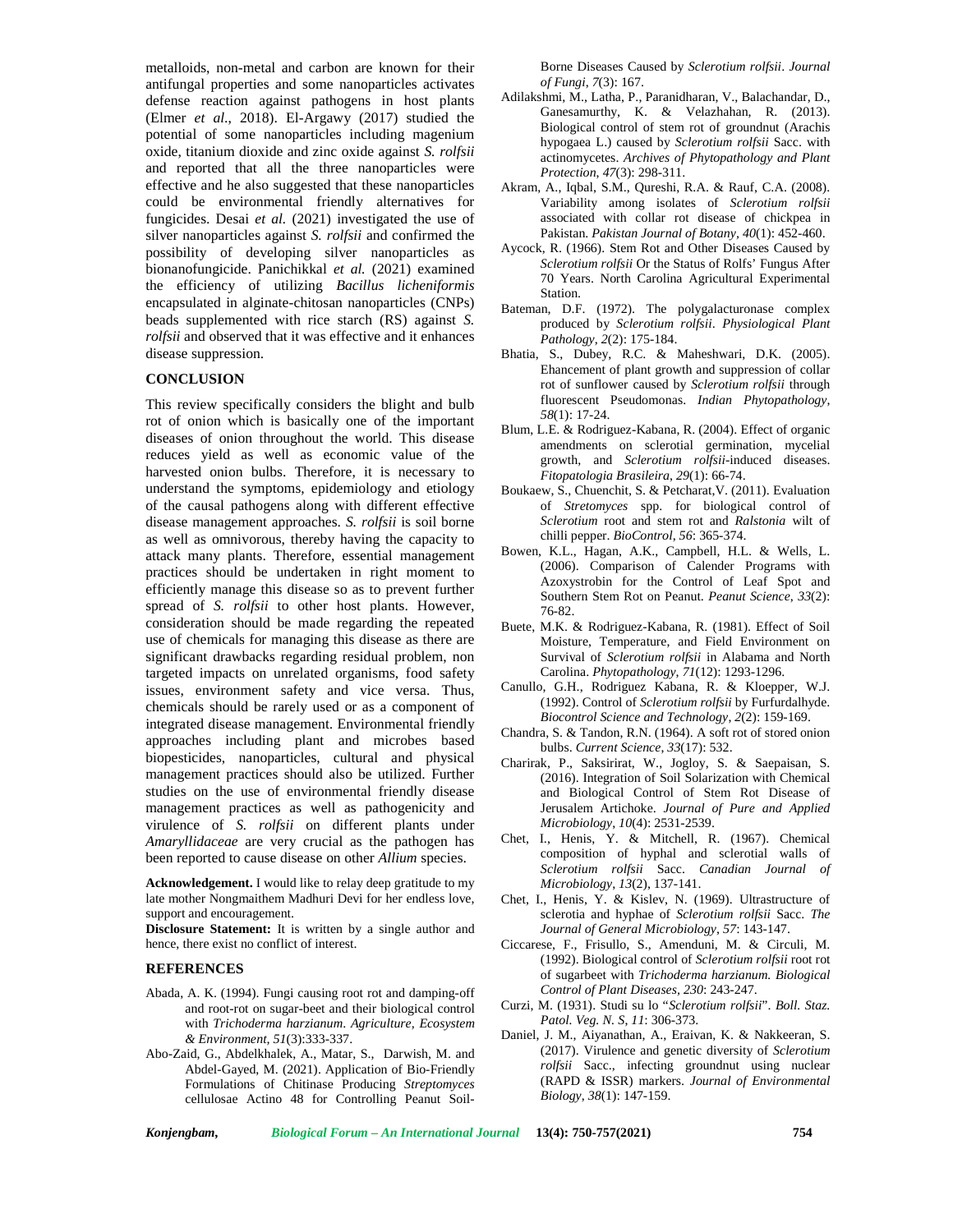metalloids, non-metal and carbon are known for their antifungal properties and some nanoparticles activates defense reaction against pathogens in host plants (Elmer *et al*., 2018). El-Argawy (2017) studied the potential of some nanoparticles including magenium oxide, titanium dioxide and zinc oxide against *S. rolfsii* and reported that all the three nanoparticles were effective and he also suggested that these nanoparticles could be environmental friendly alternatives for fungicides. Desai *et al.* (2021) investigated the use of silver nanoparticles against *S. rolfsii* and confirmed the possibility of developing silver nanoparticles as bionanofungicide. Panichikkal *et al.* (2021) examined the efficiency of utilizing *Bacillus licheniformis* encapsulated in alginate-chitosan nanoparticles (CNPs) beads supplemented with rice starch (RS) against *S. rolfsii* and observed that it was effective and it enhances disease suppression.

## CONCLUSION

This review specifically considers the blight and bulb rot of onion which is basically one of the important diseases of onion throughout the world. This disease reduces yield as well as economic value of the harvested onion bulbs. Therefore, it is necessary to understand the symptoms, epidemiology and etiology of the causal pathogens along with different effective disease management approaches. *S. rolfsii* is soil borne as well as omnivorous, thereby having the capacity to attack many plants. Therefore, essential management practices should be undertaken in right moment to efficiently manage this disease so as to prevent further spread of *S. rolfsii* to other host plants. However, consideration should be made regarding the repeated use of chemicals for managing this disease as there are significant drawbacks regarding residual problem, non targeted impacts on unrelated organisms, food safety issues, environment safety and vice versa. Thus, chemicals should be rarely used or as a component of integrated disease management. Environmental friendly approaches including plant and microbes based biopesticides, nanoparticles, cultural and physical management practices should also be utilized. Further studies on the use of environmental friendly disease management practices as well as pathogenicity and virulence of *S. rolfsii* on different plants under *Amaryllidaceae* are very crucial as the pathogen has been reported to cause disease on other *Allium* species.

**Acknowledgement.** I would like to relay deep gratitude to my late mother Nongmaithem Madhuri Devi for her endless love, support and encouragement.

**Disclosure Statement:** It is written by a single author and hence, there exist no conflict of interest.

## REFERENCES

Abada, A. K. (1994). Fungi causing root rot and damping-off and root-rot on sugar-beet and their biological control with *Trichoderma harzianum*. *Agriculture, Ecosystem & Environment, 51*(3):333-337.

Abo-Zaid, G., Abdelkhalek, A., Matar, S., Darwish, M. and Abdel-Gayed, M. (2021). Application of Bio-Friendly Formulations of Chitinase Producing *Streptomyces* cellulosae Actino 48 for Controlling Peanut Soil-Borne Diseases Caused by *Sclerotium rolfsii*. *Journal of Fungi, 7*(3): 167.

Adilakshmi, M., Latha, P., Paranidharan, V., Balachandar, D., Ganesamurthy, K. & Velazhahan, R. (2013). Biological control of stem rot of groundnut (Arachis hypogaea L.) caused by *Sclerotium rolfsii* Sacc. with actinomycetes. *Archives of Phytopathology and Plant Protection, 47*(3): 298-311.

Akram, A., Iqbal, S.M., Qureshi, R.A. & Rauf, C.A. (2008). Variability among isolates of *Sclerotium rolfsii* associated with collar rot disease of chickpea in Pakistan. *Pakistan Journal of Botany, 40*(1): 452-460.

Aycock, R. (1966). Stem Rot and Other Diseases Caused by *Sclerotium rolfsii* Or the Status of Rolfs' Fungus After 70 Years. North Carolina Agricultural Experimental Station.

Bateman, D.F. (1972). The polygalacturonase complex produced by *Sclerotium rolfsii*. *Physiological Plant Pathology, 2*(2): 175-184.

Bhatia, S., Dubey, R.C. & Maheshwari, D.K. (2005). Ehancement of plant growth and suppression of collar rot of sunflower caused by *Sclerotium rolfsii* through fluorescent Pseudomonas. *Indian Phytopathology, 58*(1): 17-24.

Blum, L.E. & Rodriguez-Kabana, R. (2004). Effect of organic amendments on sclerotial germination, mycelial growth, and *Sclerotium rolfsii*-induced diseases. *Fitopatologia Brasileira, 29*(1): 66-74.

Boukaew, S., Chuenchit, S. & Petcharat,V. (2011). Evaluation of *Stretomyces* spp. for biological control of *Sclerotium* root and stem rot and *Ralstonia* wilt of chilli pepper. *BioControl, 56*: 365-374.

Bowen, K.L., Hagan, A.K., Campbell, H.L. & Wells, L. (2006). Comparison of Calender Programs with Azoxystrobin for the Control of Leaf Spot and Southern Stem Rot on Peanut. *Peanut Science, 33*(2): 76-82.

Buete, M.K. & Rodriguez-Kabana, R. (1981). Effect of Soil Moisture, Temperature, and Field Environment on Survival of *Sclerotium rolfsii* in Alabama and North Carolina. *Phytopathology, 71*(12): 1293-1296.

Canullo, G.H., Rodriguez Kabana, R. & Kloepper, W.J. (1992). Control of *Sclerotium rolfsii* by Furfurdalhyde. *Biocontrol Science and Technology, 2*(2): 159-169.

Chandra, S. & Tandon, R.N. (1964). A soft rot of stored onion bulbs. *Current Science, 33*(17): 532.

Charirak, P., Saksirirat, W., Jogloy, S. & Saepaisan, S. (2016). Integration of Soil Solarization with Chemical and Biological Control of Stem Rot Disease of Jerusalem Artichoke. *Journal of Pure and Applied Microbiology, 10*(4): 2531-2539.

Chet, I., Henis, Y. & Mitchell, R. (1967). Chemical composition of hyphal and sclerotial walls of *Sclerotium rolfsii* Sacc. *Canadian Journal of Microbiology, 13*(2), 137-141.

Chet, I., Henis, Y. & Kislev, N. (1969). Ultrastructure of sclerotia and hyphae of *Sclerotium rolfsii* Sacc. *The Journal of General Microbiology, 57*: 143-147.

Ciccarese, F., Frisullo, S., Amenduni, M. & Circuli, M. (1992). Biological control of *Sclerotium rolfsii* root rot of sugarbeet with *Trichoderma harzianum. Biological Control of Plant Diseases, 230*: 243-247.

Curzi, M. (1931). Studi su lo "*Sclerotium rolfsii*". *Boll. Staz. Patol. Veg. N. S, 11*: 306-373.

Daniel, J. M., Aiyanathan, A., Eraivan, K. & Nakkeeran, S. (2017). Virulence and genetic diversity of *Sclerotium rolfsii* Sacc., infecting groundnut using nuclear (RAPD & ISSR) markers. *Journal of Environmental Biology, 38*(1): 147-159.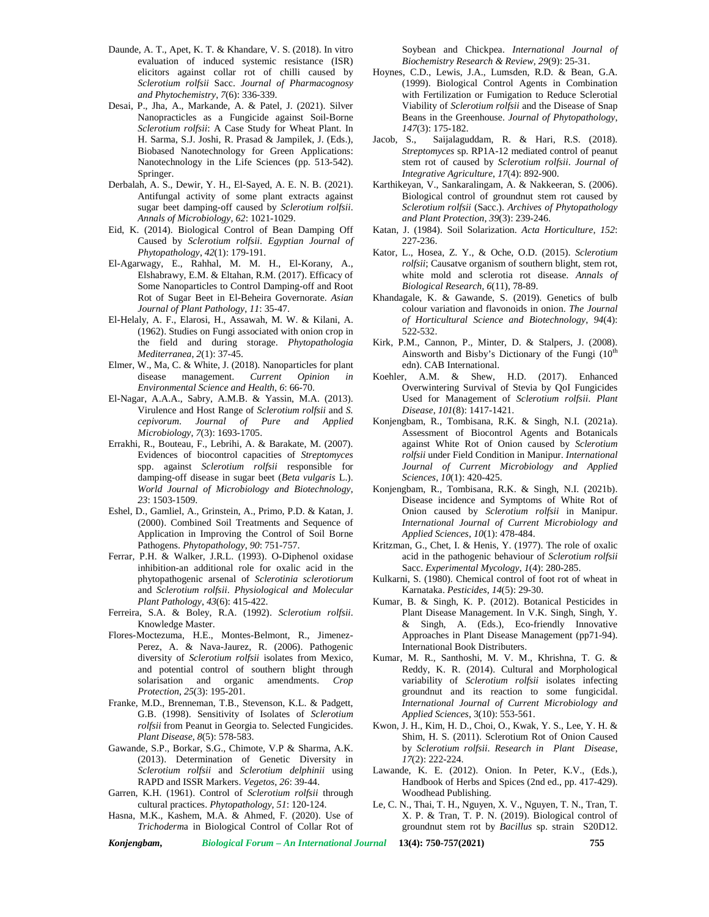Daunde, A. T., Apet, K. T. & Khandare, V. S. (2018). In vitro evaluation of induced systemic resistance (ISR) elicitors against collar rot of chilli caused by *Sclerotium rolfsii* Sacc. *Journal of Pharmacognosy and Phytochemistry*, *7*(6): 336-339.

Desai, P., Jha, A., Markande, A. & Patel, J. (2021). Silver Nanopracticles as a Fungicide against Soil-Borne *Sclerotium rolfsii*: A Case Study for Wheat Plant. In H. Sarma, S.J. Joshi, R. Prasad & Jampilek, J. (Eds.), Biobased Nanotechnology for Green Applications: Nanotechnology in the Life Sciences (pp. 513-542). Springer.

Derbalah, A. S., Dewir, Y. H., El-Sayed, A. E. N. B. (2021). Antifungal activity of some plant extracts against sugar beet damping-off caused by *Sclerotium rolfsii*. *Annals of Microbiology, 62*: 1021-1029.

Eid, K. (2014). Biological Control of Bean Damping Off Caused by *Sclerotium rolfsii*. *Egyptian Journal of Phytopathology*, *42*(1): 179-191.

El-Agarwagy, E., Rahhal, M. M. H., El-Korany, A., Elshabrawy, E.M. & Eltahan, R.M. (2017). Efficacy of Some Nanoparticles to Control Damping-off and Root Rot of Sugar Beet in El-Beheira Governorate. *Asian Journal of Plant Pathology*, *11*: 35-47.

El-Helaly, A. F., Elarosi, H., Assawah, M. W. & Kilani, A. (1962). Studies on Fungi associated with onion crop in the field and during storage. *Phytopathologia Mediterranea*, *2*(1): 37-45.

Elmer, W., Ma, C. & White, J. (2018). Nanoparticles for plant disease management. *Current Opinion in Environmental Science and Health*, *6*: 66-70.

El-Nagar, A.A.A., Sabry, A.M.B. & Yassin, M.A. (2013). Virulence and Host Range of *Sclerotium rolfsii* and *S. cepivorum*. *Journal of Pure and Applied Microbiology*, *7*(3): 1693-1705.

Errakhi, R., Bouteau, F., Lebrihi, A. & Barakate, M. (2007). Evidences of biocontrol capacities of *Streptomyces* spp. against *Sclerotium rolfsii* responsible for damping-off disease in sugar beet (*Beta vulgaris* L.). *World Journal of Microbiology and Biotechnology, 23*: 1503-1509.

Eshel, D., Gamliel, A., Grinstein, A., Primo, P.D. & Katan, J. (2000). Combined Soil Treatments and Sequence of Application in Improving the Control of Soil Borne Pathogens. *Phytopathology*, *90*: 751-757.

Ferrar, P.H. & Walker, J.R.L. (1993). O-Diphenol oxidase inhibition-an additional role for oxalic acid in the phytopathogenic arsenal of *Sclerotinia sclerotiorum* and *Sclerotium rolfsii*. *Physiological and Molecular Plant Pathology*, *43*(6): 415-422.

Ferreira, S.A. & Boley, R.A. (1992). *Sclerotium rolfsii*. Knowledge Master.

Flores-Moctezuma, H.E., Montes-Belmont, R., Jimenez-Perez, A. & Nava-Jaurez, R. (2006). Pathogenic diversity of *Sclerotium rolfsii* isolates from Mexico, and potential control of southern blight through solarisation and organic amendments. *Crop Protection*, *25*(3): 195-201.

Franke, M.D., Brenneman, T.B., Stevenson, K.L. & Padgett, G.B. (1998). Sensitivity of Isolates of *Sclerotium rolfsii* from Peanut in Georgia to. Selected Fungicides. *Plant Disease, 8*(5): 578-583.

Gawande, S.P., Borkar, S.G., Chimote, V.P & Sharma, A.K. (2013). Determination of Genetic Diversity in *Sclerotium rolfsii* and *Sclerotium delphinii* using RAPD and ISSR Markers. *Vegetos*, *26*: 39-44.

Garren, K.H. (1961). Control of *Sclerotium rolfsii* through cultural practices. *Phytopathology*, *51*: 120-124.

Hasna, M.K., Kashem, M.A. & Ahmed, F. (2020). Use of *Trichoderm*a in Biological Control of Collar Rot of Soybean and Chickpea. *International Journal of Biochemistry Research & Review, 29*(9): 25-31.

Hoynes, C.D., Lewis, J.A., Lumsden, R.D. & Bean, G.A. (1999). Biological Control Agents in Combination with Fertilization or Fumigation to Reduce Sclerotial Viability of *Sclerotium rolfsii* and the Disease of Snap Beans in the Greenhouse. *Journal of Phytopathology*, *147*(3): 175-182.

Jacob, S., Saijalaguddam, R. & Hari, R.S. (2018). *Streptomyces* sp. RP1A-12 mediated control of peanut stem rot of caused by *Sclerotium rolfsii*. *Journal of Integrative Agriculture*, *17*(4): 892-900.

Karthikeyan, V., Sankaralingam, A. & Nakkeeran, S. (2006). Biological control of groundnut stem rot caused by *Sclerotium rolfsii* (Sacc.). *Archives of Phytopathology and Plant Protection*, *39*(3): 239-246.

Katan, J. (1984). Soil Solarization. *Acta Horticulture*, *152*: 227-236.

Kator, L., Hosea, Z. Y., & Oche, O.D. (2015). *Sclerotium rolfsii*; Causatve organism of southern blight, stem rot, white mold and sclerotia rot disease. *Annals of Biological Research*, *6*(11), 78-89.

Khandagale, K. & Gawande, S. (2019). Genetics of bulb colour variation and flavonoids in onion. *The Journal of Horticultural Science and Biotechnology*, *94*(4): 522-532.

Kirk, P.M., Cannon, P., Minter, D. & Stalpers, J. (2008). Ainsworth and Bisby's Dictionary of the Fungi (10th edn). CAB International.

Koehler, A.M. & Shew, H.D. (2017). Enhanced Overwintering Survival of Stevia by QoI Fungicides Used for Management of *Sclerotium rolfsii*. *Plant Disease*, *101*(8): 1417-1421.

Konjengbam, R., Tombisana, R.K. & Singh, N.I. (2021a). Assessment of Biocontrol Agents and Botanicals against White Rot of Onion caused by *Sclerotium rolfsii* under Field Condition in Manipur. *International Journal of Current Microbiology and Applied Sciences*, *10*(1): 420-425.

Konjengbam, R., Tombisana, R.K. & Singh, N.I. (2021b). Disease incidence and Symptoms of White Rot of Onion caused by *Sclerotium rolfsii* in Manipur. *International Journal of Current Microbiology and Applied Sciences*, *10*(1): 478-484.

Kritzman, G., Chet, I. & Henis, Y. (1977). The role of oxalic acid in the pathogenic behaviour of *Sclerotium rolfsii* Sacc. *Experimental Mycology*, *1*(4): 280-285.

Kulkarni, S. (1980). Chemical control of foot rot of wheat in Karnataka. *Pesticides*, *14*(5): 29-30.

Kumar, B. & Singh, K. P. (2012). Botanical Pesticides in Plant Disease Management. In V.K. Singh, Singh, Y. & Singh, A. (Eds.), Eco-friendly Innovative Approaches in Plant Disease Management (pp71-94). International Book Distributers.

Kumar, M. R., Santhoshi, M. V. M., Khrishna, T. G. & Reddy, K. R. (2014). Cultural and Morphological variability of *Sclerotium rolfsii* isolates infecting groundnut and its reaction to some fungicidal. *International Journal of Current Microbiology and Applied Sciences*, 3(10): 553-561.

Kwon, J. H., Kim, H. D., Choi, O., Kwak, Y. S., Lee, Y. H. & Shim, H. S. (2011). Sclerotium Rot of Onion Caused by *Sclerotium rolfsii*. *Research in Plant Disease, 17*(2): 222-224.

Lawande, K. E. (2012). Onion. In Peter, K.V., (Eds.), Handbook of Herbs and Spices (2nd ed., pp. 417-429). Woodhead Publishing.

Le, C. N., Thai, T. H., Nguyen, X. V., Nguyen, T. N., Tran, T. X. P. & Tran, T. P. N. (2019). Biological control of groundnut stem rot by *Bacillus* sp. strain S20D12.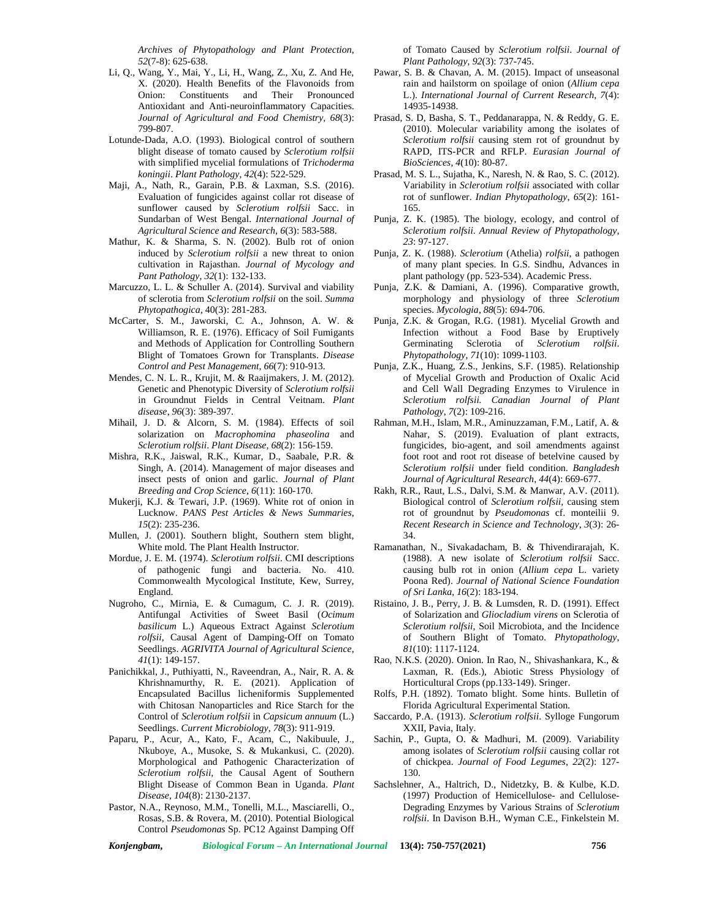*Archives of Phytopathology and Plant Protection*, *52*(7-8): 625-638.

Li, Q., Wang, Y., Mai, Y., Li, H., Wang, Z., Xu, Z. And He, X. (2020). Health Benefits of the Flavonoids from Onion: Constituents and Their Pronounced Antioxidant and Anti-neuroinflammatory Capacities. *Journal of Agricultural and Food Chemistry*, *68*(3): 799-807.

Lotunde-Dada, A.O. (1993). Biological control of southern blight disease of tomato caused by *Sclerotium rolfsii* with simplified mycelial formulations of *Trichoderma koningii*. *Plant Pathology*, *42*(4): 522-529.

Maji, A., Nath, R., Garain, P.B. & Laxman, S.S. (2016). Evaluation of fungicides against collar rot disease of sunflower caused by *Sclerotium rolfsii* Sacc. in Sundarban of West Bengal. *International Journal of Agricultural Science and Research*, *6*(3): 583-588.

Mathur, K. & Sharma, S. N. (2002). Bulb rot of onion induced by *Sclerotium rolfsii* a new threat to onion cultivation in Rajasthan. *Journal of Mycology and Pant Pathology*, *32*(1): 132-133.

Marcuzzo, L. L. & Schuller A. (2014). Survival and viability of sclerotia from *Sclerotium rolfsii* on the soil. *Summa Phytopathogica*, 40(3): 281-283.

McCarter, S. M., Jaworski, C. A., Johnson, A. W. & Williamson, R. E. (1976). Efficacy of Soil Fumigants and Methods of Application for Controlling Southern Blight of Tomatoes Grown for Transplants. *Disease Control and Pest Management*, *66*(7): 910-913.

Mendes, C. N. L. R., Krujit, M. & Raaijmakers, J. M. (2012). Genetic and Phenotypic Diversity of *Sclerotium rolfsii* in Groundnut Fields in Central Veitnam. *Plant disease*, *96*(3): 389-397.

Mihail, J. D. & Alcorn, S. M. (1984). Effects of soil solarization on *Macrophomina phaseolina* and *Sclerotium rolfsii*. *Plant Disease*, *68*(2): 156-159.

Mishra, R.K., Jaiswal, R.K., Kumar, D., Saabale, P.R. & Singh, A. (2014). Management of major diseases and insect pests of onion and garlic. *Journal of Plant Breeding and Crop Science*, *6*(11): 160-170.

Mukerji, K.J. & Tewari, J.P. (1969). White rot of onion in Lucknow. *PANS Pest Articles & News Summaries*, *15*(2): 235-236.

Mullen, J. (2001). Southern blight, Southern stem blight, White mold. The Plant Health Instructor.

Mordue, J. E. M. (1974). *Sclerotium rolfsii*. CMI descriptions of pathogenic fungi and bacteria. No. 410. Commonwealth Mycological Institute, Kew, Surrey, England.

Nugroho, C., Mirnia, E. & Cumagum, C. J. R. (2019). Antifungal Activities of Sweet Basil (*Ocimum basilicum* L.) Aqueous Extract Against *Sclerotium rolfsii*, Causal Agent of Damping-Off on Tomato Seedlings. *AGRIVITA Journal of Agricultural Science*, *41*(1): 149-157.

Panichikkal, J., Puthiyatti, N., Raveendran, A., Nair, R. A. & Khrishnamurthy, R. E. (2021). Application of Encapsulated Bacillus licheniformis Supplemented with Chitosan Nanoparticles and Rice Starch for the Control of *Sclerotium rolfsii* in *Capsicum annuum* (L.) Seedlings. *Current Microbiology*, *78*(3): 911-919.

Paparu, P., Acur, A., Kato, F., Acam, C., Nakibuule, J., Nkuboye, A., Musoke, S. & Mukankusi, C. (2020). Morphological and Pathogenic Characterization of *Sclerotium rolfsii*, the Causal Agent of Southern Blight Disease of Common Bean in Uganda. *Plant Disease*, *104*(8): 2130-2137.

Pastor, N.A., Reynoso, M.M., Tonelli, M.L., Masciarelli, O., Rosas, S.B. & Rovera, M. (2010). Potential Biological Control *Pseudomonas* Sp. PC12 Against Damping Off of Tomato Caused by *Sclerotium rolfsii*. *Journal of Plant Pathology*, *92*(3): 737-745.

Pawar, S. B. & Chavan, A. M. (2015). Impact of unseasonal rain and hailstorm on spoilage of onion (*Allium cepa* L.). *International Journal of Current Research*, *7*(4): 14935-14938.

Prasad, S. D, Basha, S. T., Peddanarappa, N. & Reddy, G. E. (2010). Molecular variability among the isolates of *Sclerotium rolfsii* causing stem rot of groundnut by RAPD, ITS-PCR and RFLP. *Eurasian Journal of BioSciences*, *4*(10): 80-87.

Prasad, M. S. L., Sujatha, K., Naresh, N. & Rao, S. C. (2012). Variability in *Sclerotium rolfsii* associated with collar rot of sunflower. *Indian Phytopathology*, *65*(2): 161-165.

Punja, Z. K. (1985). The biology, ecology, and control of *Sclerotium rolfsii*. *Annual Review of Phytopathology*, *23*: 97-127.

Punja, Z. K. (1988). *Sclerotium* (Athelia) *rolfsii*, a pathogen of many plant species. In G.S. Sindhu, Advances in plant pathology (pp. 523-534). Academic Press.

Punja, Z.K. & Damiani, A. (1996). Comparative growth, morphology and physiology of three *Sclerotium* species. *Mycologia*, *88*(5): 694-706.

Punja, Z.K. & Grogan, R.G. (1981). Mycelial Growth and Infection without a Food Base by Eruptively Germinating Sclerotia of *Sclerotium rolfsii*. *Phytopathology*, *71*(10): 1099-1103.

Punja, Z.K., Huang, Z.S., Jenkins, S.F. (1985). Relationship of Mycelial Growth and Production of Oxalic Acid and Cell Wall Degrading Enzymes to Virulence in *Sclerotium rolfsii*. *Canadian Journal of Plant Pathology*, *7*(2): 109-216.

Rahman, M.H., Islam, M.R., Aminuzzaman, F.M., Latif, A. & Nahar, S. (2019). Evaluation of plant extracts, fungicides, bio-agent, and soil amendments against foot root and root rot disease of betelvine caused by *Sclerotium rolfsii* under field condition. *Bangladesh Journal of Agricultural Research*, *44*(4): 669-677.

Rakh, R.R., Raut, L.S., Dalvi, S.M. & Manwar, A.V. (2011). Biological control of *Sclerotium rolfsii*, causing stem rot of groundnut by *Pseudomonas* cf. monteilii 9. *Recent Research in Science and Technology*, *3*(3): 26-34.

Ramanathan, N., Sivakadacham, B. & Thivendirarajah, K. (1988). A new isolate of *Sclerotium rolfsii* Sacc. causing bulb rot in onion (*Allium cepa* L. variety Poona Red). *Journal of National Science Foundation of Sri Lanka*, *16*(2): 183-194.

Ristaino, J. B., Perry, J. B. & Lumsden, R. D. (1991). Effect of Solarization and *Gliocladium virens* on Sclerotia of *Sclerotium rolfsii*, Soil Microbiota, and the Incidence of Southern Blight of Tomato. *Phytopathology*, *81*(10): 1117-1124.

Rao, N.K.S. (2020). Onion. In Rao, N., Shivashankara, K., & Laxman, R. (Eds.), Abiotic Stress Physiology of Horticultural Crops (pp.133-149). Sringer.

Rolfs, P.H. (1892). Tomato blight. Some hints. Bulletin of Florida Agricultural Experimental Station.

Saccardo, P.A. (1913). *Sclerotium rolfsii*. Sylloge Fungorum XXII, Pavia, Italy.

Sachin, P., Gupta, O. & Madhuri, M. (2009). Variability among isolates of *Sclerotium rolfsii* causing collar rot of chickpea. *Journal of Food Legumes*, *22*(2): 127-130.

Sachslehner, A., Haltrich, D., Nidetzky, B. & Kulbe, K.D. (1997) Production of Hemicellulose- and Cellulose-Degrading Enzymes by Various Strains of *Sclerotium rolfsii*. In Davison B.H., Wyman C.E., Finkelstein M.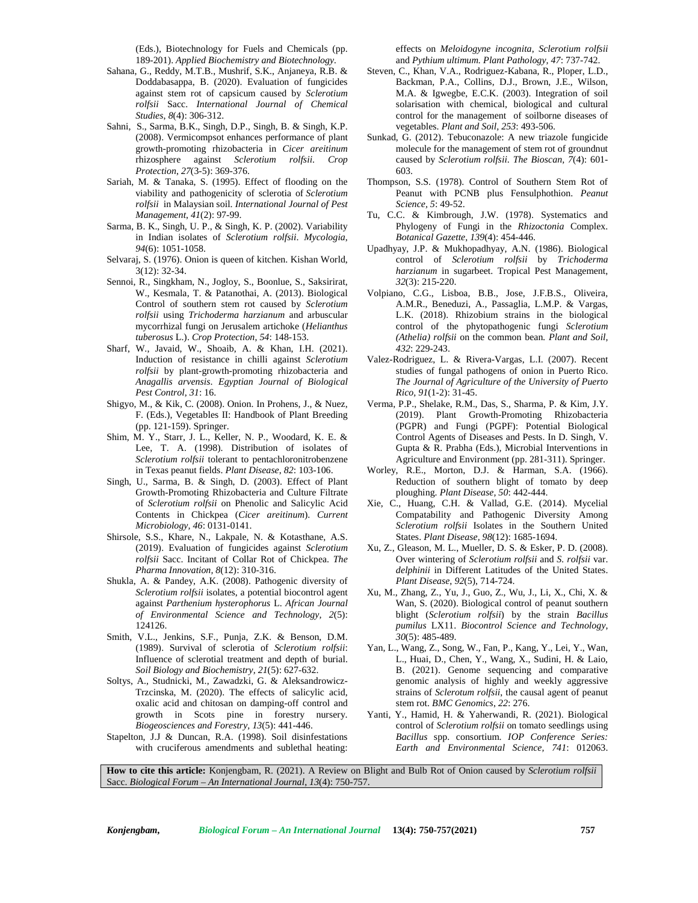(Eds.), Biotechnology for Fuels and Chemicals (pp. 189-201). *Applied Biochemistry and Biotechnology*.

Sahana, G., Reddy, M.T.B., Mushrif, S.K., Anjaneya, R.B. & Doddabasappa, B. (2020). Evaluation of fungicides against stem rot of capsicum caused by *Sclerotium rolfsii* Sacc. *International Journal of Chemical Studies, 8*(4): 306-312.

Sahni, S., Sarma, B.K., Singh, D.P., Singh, B. & Singh, K.P. (2008). Vermicompsot enhances performance of plant growth-promoting rhizobacteria in *Cicer areitinum* rhizosphere against *Sclerotium rolfsii*. *Crop Protection, 27*(3-5): 369-376.

Sariah, M. & Tanaka, S. (1995). Effect of flooding on the viability and pathogenicity of sclerotia of *Sclerotium rolfsii* in Malaysian soil. *International Journal of Pest Management, 41*(2): 97-99.

Sarma, B. K., Singh, U. P., & Singh, K. P. (2002). Variability in Indian isolates of *Sclerotium rolfsii*. *Mycologia, 94*(6): 1051-1058.

Selvaraj, S. (1976). Onion is queen of kitchen. Kishan World, 3(12): 32-34.

Sennoi, R., Singkham, N., Jogloy, S., Boonlue, S., Saksirirat, W., Kesmala, T. & Patanothai, A. (2013). Biological Control of southern stem rot caused by *Sclerotium rolfsii* using *Trichoderma harzianum* and arbuscular mycorrhizal fungi on Jerusalem artichoke (*Helianthus tuberosus* L.). *Crop Protection, 54*: 148-153.

Sharf, W., Javaid, W., Shoaib, A. & Khan, I.H. (2021). Induction of resistance in chilli against *Sclerotium rolfsii* by plant-growth-promoting rhizobacteria and *Anagallis arvensis*. *Egyptian Journal of Biological Pest Control, 31*: 16.

Shigyo, M., & Kik, C. (2008). Onion. In Prohens, J., & Nuez, F. (Eds.), Vegetables II: Handbook of Plant Breeding (pp. 121-159). Springer.

Shim, M. Y., Starr, J. L., Keller, N. P., Woodard, K. E. & Lee, T. A. (1998). Distribution of isolates of *Sclerotium rolfsii* tolerant to pentachloronitrobenzene in Texas peanut fields. *Plant Disease, 82*: 103-106.

Singh, U., Sarma, B. & Singh, D. (2003). Effect of Plant Growth-Promoting Rhizobacteria and Culture Filtrate of *Sclerotium rolfsii* on Phenolic and Salicylic Acid Contents in Chickpea (*Cicer areitinum*). *Current Microbiology, 46*: 0131-0141.

Shirsole, S.S., Khare, N., Lakpale, N. & Kotasthane, A.S. (2019). Evaluation of fungicides against *Sclerotium rolfsii* Sacc. Incitant of Collar Rot of Chickpea. *The Pharma Innovation, 8*(12): 310-316.

Shukla, A. & Pandey, A.K. (2008). Pathogenic diversity of *Sclerotium rolfsii* isolates, a potential biocontrol agent against *Parthenium hysterophorus* L. *African Journal of Environmental Science and Technology, 2*(5): 124126.

Smith, V.L., Jenkins, S.F., Punja, Z.K. & Benson, D.M. (1989). Survival of sclerotia of *Sclerotium rolfsii*: Influence of sclerotial treatment and depth of burial. *Soil Biology and Biochemistry, 21*(5): 627-632.

Soltys, A., Studnicki, M., Zawadzki, G. & Aleksandrowicz-Trzcinska, M. (2020). The effects of salicylic acid, oxalic acid and chitosan on damping-off control and growth in Scots pine in forestry nursery. *Biogeosciences and Forestry, 13*(5): 441-446.

Stapelton, J.J & Duncan, R.A. (1998). Soil disinfestations with cruciferous amendments and sublethal heating: effects on *Meloidogyne incognita*, *Sclerotium rolfsii* and *Pythium ultimum*. *Plant Pathology, 47*: 737-742.

Steven, C., Khan, V.A., Rodriguez-Kabana, R., Ploper, L.D., Backman, P.A., Collins, D.J., Brown, J.E., Wilson, M.A. & Igwegbe, E.C.K. (2003). Integration of soil solarisation with chemical, biological and cultural control for the management of soilborne diseases of vegetables. *Plant and Soil, 253*: 493-506.

Sunkad, G. (2012). Tebuconazole: A new triazole fungicide molecule for the management of stem rot of groundnut caused by *Sclerotium rolfsii*. *The Bioscan, 7*(4): 601-603.

Thompson, S.S. (1978). Control of Southern Stem Rot of Peanut with PCNB plus Fensulphothion. *Peanut Science, 5*: 49-52.

Tu, C.C. & Kimbrough, J.W. (1978). Systematics and Phylogeny of Fungi in the *Rhizoctonia* Complex. *Botanical Gazette, 139*(4): 454-446.

Upadhyay, J.P. & Mukhopadhyay, A.N. (1986). Biological control of *Sclerotium rolfsii* by *Trichoderma harzianum* in sugarbeet. Tropical Pest Management, *32*(3): 215-220.

Volpiano, C.G., Lisboa, B.B., Jose, J.F.B.S., Oliveira, A.M.R., Beneduzi, A., Passaglia, L.M.P. & Vargas, L.K. (2018). Rhizobium strains in the biological control of the phytopathogenic fungi *Sclerotium (Athelia) rolfsii* on the common bean. *Plant and Soil, 432*: 229-243.

Valez-Rodriguez, L. & Rivera-Vargas, L.I. (2007). Recent studies of fungal pathogens of onion in Puerto Rico. *The Journal of Agriculture of the University of Puerto Rico, 91*(1-2): 31-45.

Verma, P.P., Shelake, R.M., Das, S., Sharma, P. & Kim, J.Y. (2019). Plant Growth-Promoting Rhizobacteria (PGPR) and Fungi (PGPF): Potential Biological Control Agents of Diseases and Pests. In D. Singh, V. Gupta & R. Prabha (Eds.), Microbial Interventions in Agriculture and Environment (pp. 281-311). Springer.

Worley, R.E., Morton, D.J. & Harman, S.A. (1966). Reduction of southern blight of tomato by deep ploughing. *Plant Disease, 50*: 442-444.

Xie, C., Huang, C.H. & Vallad, G.E. (2014). Mycelial Compatability and Pathogenic Diversity Among *Sclerotium rolfsii* Isolates in the Southern United States. *Plant Disease, 98*(12): 1685-1694.

Xu, Z., Gleason, M. L., Mueller, D. S. & Esker, P. D. (2008). Over wintering of *Sclerotium rolfsii* and *S. rolfsii* var. *delphinii* in Different Latitudes of the United States. *Plant Disease, 92*(5), 714-724.

Xu, M., Zhang, Z., Yu, J., Guo, Z., Wu, J., Li, X., Chi, X. & Wan, S. (2020). Biological control of peanut southern blight (*Sclerotium rolfsii*) by the strain *Bacillus pumilus* LX11. *Biocontrol Science and Technology, 30*(5): 485-489.

Yan, L., Wang, Z., Song, W., Fan, P., Kang, Y., Lei, Y., Wan, L., Huai, D., Chen, Y., Wang, X., Sudini, H. & Laio, B. (2021). Genome sequencing and comparative genomic analysis of highly and weekly aggressive strains of *Sclerotum rolfsii*, the causal agent of peanut stem rot. *BMC Genomics, 22*: 276.

Yanti, Y., Hamid, H. & Yaherwandi, R. (2021). Biological control of *Sclerotium rolfsii* on tomato seedlings using *Bacillus* spp. consortium. *IOP Conference Series: Earth and Environmental Science, 741*: 012063.

**How to cite this article:** Konjengbam, R. (2021). A Review on Blight and Bulb Rot of Onion caused by *Sclerotium rolfsii* Sacc. *Biological Forum – An International Journal, 13*(4): 750-757.